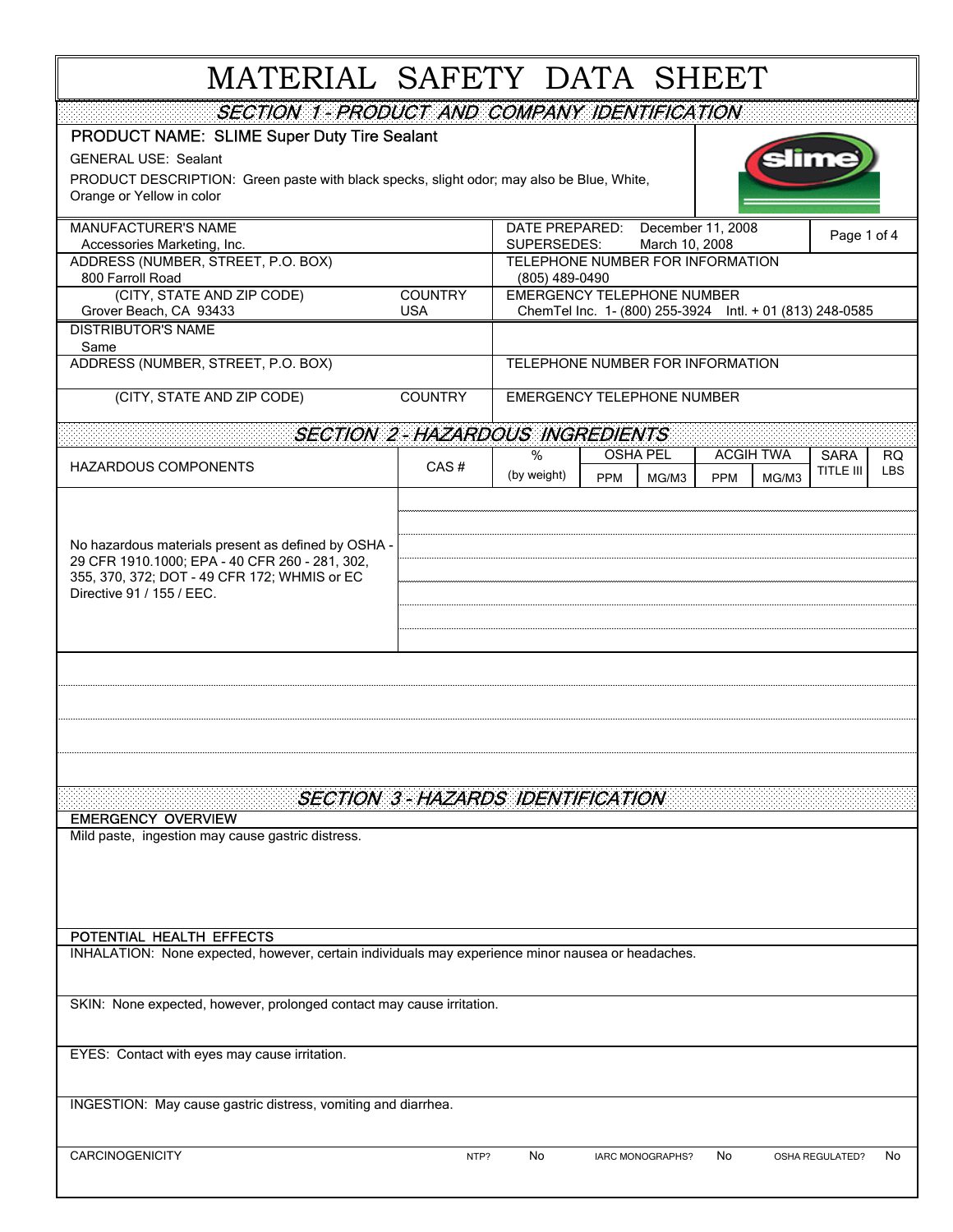# MATERIAL SAFETY DATA SHEET

## SECTION 1 - PRODUCT AND COMPANY IDENTIFICATION

**PRODUCT NAME: SLIME Super Duty Tire Sealant**

GENERAL USE: Sealant

PRODUCT DESCRIPTION: Green paste with black specks, slight odor; may also be Blue, White, Orange or Yellow in color

| | | |
|---|---|---|
| MANUFACTURER'S NAME<br>Accessories Marketing, Inc. | DATE PREPARED: December 11, 2008<br>SUPERSEDES: March 10, 2008 | |
| ADDRESS (NUMBER, STREET, P.O. BOX)<br>800 Farroll Road | TELEPHONE NUMBER FOR INFORMATION<br>(805) 489-0490 | |
| (CITY, STATE AND ZIP CODE)<br>Grover Beach, CA 93433 | COUNTRY<br>USA | EMERGENCY TELEPHONE NUMBER<br>ChemTel Inc. 1- (800) 255-3924 Intl. + 01 (813) 248-0585 |
| DISTRIBUTOR'S NAME<br>Same | | |
| ADDRESS (NUMBER, STREET, P.O. BOX) | TELEPHONE NUMBER FOR INFORMATION | |
| (CITY, STATE AND ZIP CODE) | COUNTRY | EMERGENCY TELEPHONE NUMBER |

## SECTION 2 - HAZARDOUS INGREDIENTS

| HAZARDOUS COMPONENTS | CAS # | % (by weight) | OSHA PEL | | ACGIH TWA | | SARA TITLE III | RQ LBS |
|---|---|---|---|---|---|---|---|---|
| | | | PPM | MG/M3 | PPM | MG/M3 | | |
| No hazardous materials present as defined by OSHA - 29 CFR 1910.1000; EPA - 40 CFR 260 - 281, 302, 355, 370, 372; DOT - 49 CFR 172; WHMIS or EC Directive 91 / 155 / EEC. | | | | | | | | |

## SECTION 3 - HAZARDS IDENTIFICATION

### EMERGENCY OVERVIEW

Mild paste, ingestion may cause gastric distress.

### POTENTIAL HEALTH EFFECTS

INHALATION: None expected, however, certain individuals may experience minor nausea or headaches.

SKIN: None expected, however, prolonged contact may cause irritation.

EYES: Contact with eyes may cause irritation.

INGESTION: May cause gastric distress, vomiting and diarrhea.

| CARCINOGENICITY | NTP? | IARC MONOGRAPHS? | OSHA REGULATED? |
|---|---|---|---|
| | No | No | No |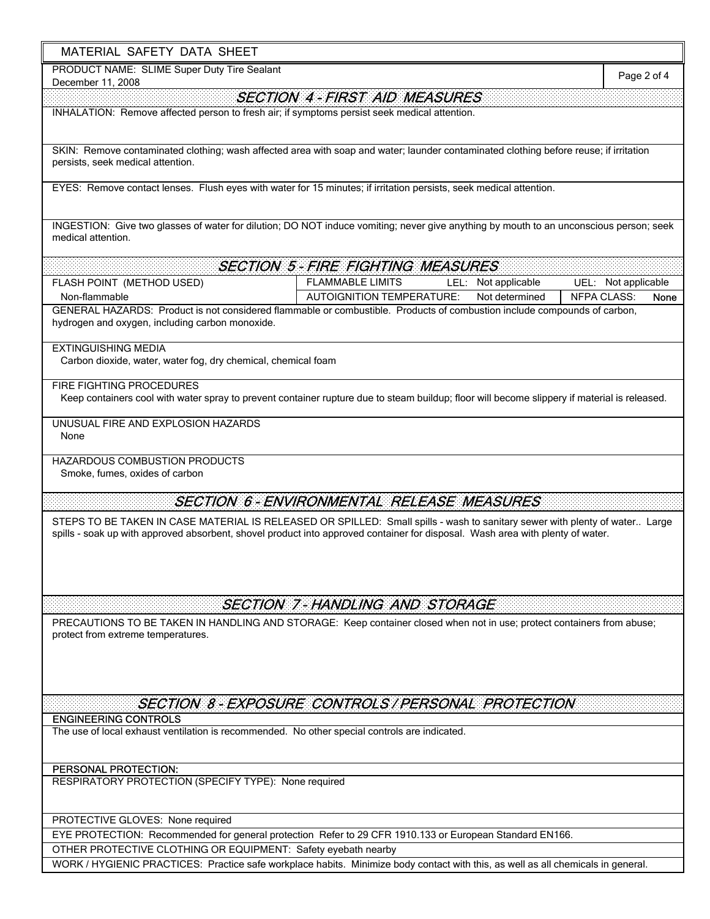# MATERIAL SAFETY DATA SHEET

PRODUCT NAME: SLIME Super Duty Tire Sealant
December 11, 2008

## SECTION 4 - FIRST AID MEASURES

INHALATION: Remove affected person to fresh air; if symptoms persist seek medical attention.

SKIN: Remove contaminated clothing; wash affected area with soap and water; launder contaminated clothing before reuse; if irritation persists, seek medical attention.

EYES: Remove contact lenses. Flush eyes with water for 15 minutes; if irritation persists, seek medical attention.

INGESTION: Give two glasses of water for dilution; DO NOT induce vomiting; never give anything by mouth to an unconscious person; seek medical attention.

## SECTION 5 - FIRE FIGHTING MEASURES

| FLASH POINT (METHOD USED) | FLAMMABLE LIMITS | LEL: Not applicable | UEL: Not applicable |
|---|---|---|---|
| Non-flammable | AUTOIGNITION TEMPERATURE: | Not determined | NFPA CLASS: None |

GENERAL HAZARDS: Product is not considered flammable or combustible. Products of combustion include compounds of carbon, hydrogen and oxygen, including carbon monoxide.

EXTINGUISHING MEDIA
Carbon dioxide, water, water fog, dry chemical, chemical foam

FIRE FIGHTING PROCEDURES
Keep containers cool with water spray to prevent container rupture due to steam buildup; floor will become slippery if material is released.

UNUSUAL FIRE AND EXPLOSION HAZARDS
None

HAZARDOUS COMBUSTION PRODUCTS
Smoke, fumes, oxides of carbon

## SECTION 6 - ENVIRONMENTAL RELEASE MEASURES

STEPS TO BE TAKEN IN CASE MATERIAL IS RELEASED OR SPILLED: Small spills - wash to sanitary sewer with plenty of water.. Large spills - soak up with approved absorbent, shovel product into approved container for disposal. Wash area with plenty of water.

## SECTION 7 - HANDLING AND STORAGE

PRECAUTIONS TO BE TAKEN IN HANDLING AND STORAGE: Keep container closed when not in use; protect containers from abuse; protect from extreme temperatures.

## SECTION 8 - EXPOSURE CONTROLS / PERSONAL PROTECTION

**ENGINEERING CONTROLS**

The use of local exhaust ventilation is recommended. No other special controls are indicated.

**PERSONAL PROTECTION:**

RESPIRATORY PROTECTION (SPECIFY TYPE): None required

PROTECTIVE GLOVES: None required

EYE PROTECTION: Recommended for general protection Refer to 29 CFR 1910.133 or European Standard EN166.

OTHER PROTECTIVE CLOTHING OR EQUIPMENT: Safety eyebath nearby

WORK / HYGIENIC PRACTICES: Practice safe workplace habits. Minimize body contact with this, as well as all chemicals in general.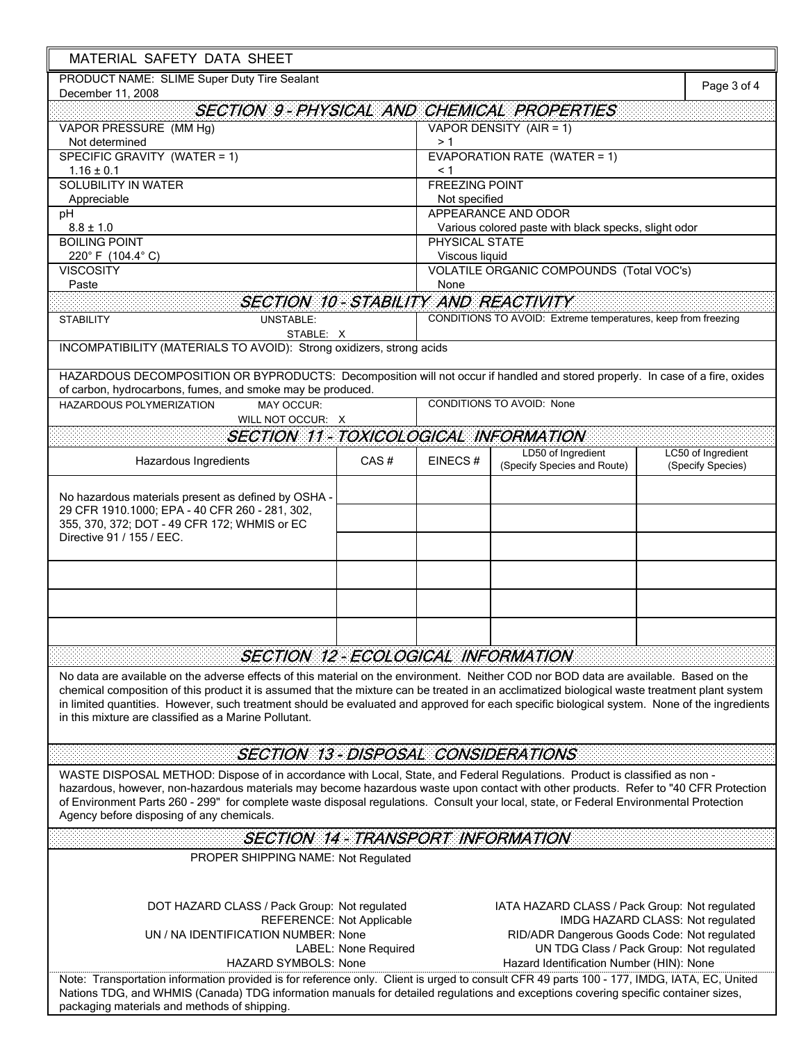MATERIAL SAFETY DATA SHEET

PRODUCT NAME: SLIME Super Duty Tire Sealant
December 11, 2008

## SECTION 9 - PHYSICAL AND CHEMICAL PROPERTIES

| | |
|---|---|
| VAPOR PRESSURE (MM Hg)<br>Not determined | VAPOR DENSITY (AIR = 1)<br>> 1 |
| SPECIFIC GRAVITY (WATER = 1)<br>1.16 ± 0.1 | EVAPORATION RATE (WATER = 1)<br>< 1 |
| SOLUBILITY IN WATER<br>Appreciable | FREEZING POINT<br>Not specified |
| pH<br>8.8 ± 1.0 | APPEARANCE AND ODOR<br>Various colored paste with black specks, slight odor |
| BOILING POINT<br>220° F (104.4° C) | PHYSICAL STATE<br>Viscous liquid |
| VISCOSITY<br>Paste | VOLATILE ORGANIC COMPOUNDS (Total VOC's)<br>None |

## SECTION 10 - STABILITY AND REACTIVITY

| | |
|---|---|
| STABILITY — UNSTABLE: ; STABLE: X | CONDITIONS TO AVOID: Extreme temperatures, keep from freezing |

INCOMPATIBILITY (MATERIALS TO AVOID): Strong oxidizers, strong acids

HAZARDOUS DECOMPOSITION OR BYPRODUCTS: Decomposition will not occur if handled and stored properly. In case of a fire, oxides of carbon, hydrocarbons, fumes, and smoke may be produced.

| | |
|---|---|
| HAZARDOUS POLYMERIZATION — MAY OCCUR: ; WILL NOT OCCUR: X | CONDITIONS TO AVOID: None |

## SECTION 11 - TOXICOLOGICAL INFORMATION

| Hazardous Ingredients | CAS # | EINECS # | LD50 of Ingredient (Specify Species and Route) | LC50 of Ingredient (Specify Species) |
|---|---|---|---|---|
| No hazardous materials present as defined by OSHA - 29 CFR 1910.1000; EPA - 40 CFR 260 - 281, 302, 355, 370, 372; DOT - 49 CFR 172; WHMIS or EC Directive 91 / 155 / EEC. | | | | |

## SECTION 12 - ECOLOGICAL INFORMATION

No data are available on the adverse effects of this material on the environment. Neither COD nor BOD data are available. Based on the chemical composition of this product it is assumed that the mixture can be treated in an acclimatized biological waste treatment plant system in limited quantities. However, such treatment should be evaluated and approved for each specific biological system. None of the ingredients in this mixture are classified as a Marine Pollutant.

## SECTION 13 - DISPOSAL CONSIDERATIONS

WASTE DISPOSAL METHOD: Dispose of in accordance with Local, State, and Federal Regulations. Product is classified as non - hazardous, however, non-hazardous materials may become hazardous waste upon contact with other products. Refer to "40 CFR Protection of Environment Parts 260 - 299" for complete waste disposal regulations. Consult your local, state, or Federal Environmental Protection Agency before disposing of any chemicals.

## SECTION 14 - TRANSPORT INFORMATION

PROPER SHIPPING NAME: Not Regulated

DOT HAZARD CLASS / Pack Group: Not regulated
REFERENCE: Not Applicable
UN / NA IDENTIFICATION NUMBER: None
LABEL: None Required
HAZARD SYMBOLS: None

IATA HAZARD CLASS / Pack Group: Not regulated
IMDG HAZARD CLASS: Not regulated
RID/ADR Dangerous Goods Code: Not regulated
UN TDG Class / Pack Group: Not regulated
Hazard Identification Number (HIN): None

Note: Transportation information provided is for reference only. Client is urged to consult CFR 49 parts 100 - 177, IMDG, IATA, EC, United Nations TDG, and WHMIS (Canada) TDG information manuals for detailed regulations and exceptions covering specific container sizes, packaging materials and methods of shipping.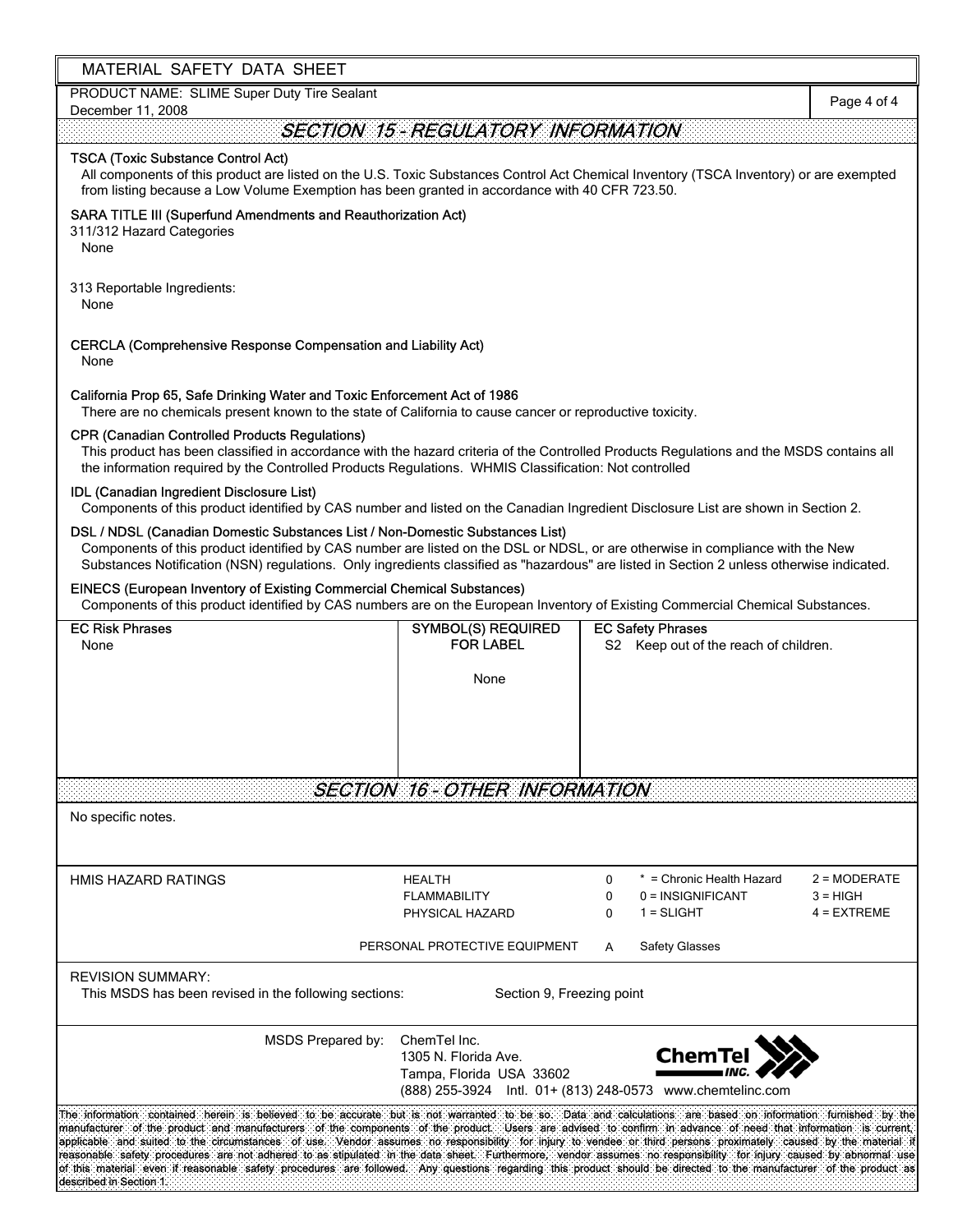MATERIAL SAFETY DATA SHEET

PRODUCT NAME: SLIME Super Duty Tire Sealant
December 11, 2008

## SECTION 15 - REGULATORY INFORMATION

**TSCA (Toxic Substance Control Act)**
All components of this product are listed on the U.S. Toxic Substances Control Act Chemical Inventory (TSCA Inventory) or are exempted from listing because a Low Volume Exemption has been granted in accordance with 40 CFR 723.50.

**SARA TITLE III (Superfund Amendments and Reauthorization Act)**
311/312 Hazard Categories
None

313 Reportable Ingredients:
None

**CERCLA (Comprehensive Response Compensation and Liability Act)**
None

**California Prop 65, Safe Drinking Water and Toxic Enforcement Act of 1986**
There are no chemicals present known to the state of California to cause cancer or reproductive toxicity.

**CPR (Canadian Controlled Products Regulations)**
This product has been classified in accordance with the hazard criteria of the Controlled Products Regulations and the MSDS contains all the information required by the Controlled Products Regulations. WHMIS Classification: Not controlled

**IDL (Canadian Ingredient Disclosure List)**
Components of this product identified by CAS number and listed on the Canadian Ingredient Disclosure List are shown in Section 2.

**DSL / NDSL (Canadian Domestic Substances List / Non-Domestic Substances List)**
Components of this product identified by CAS number are listed on the DSL or NDSL, or are otherwise in compliance with the New Substances Notification (NSN) regulations. Only ingredients classified as "hazardous" are listed in Section 2 unless otherwise indicated.

**EINECS (European Inventory of Existing Commercial Chemical Substances)**
Components of this product identified by CAS numbers are on the European Inventory of Existing Commercial Chemical Substances.

| EC Risk Phrases | SYMBOL(S) REQUIRED FOR LABEL | EC Safety Phrases |
|---|---|---|
| None | None | S2 Keep out of the reach of children. |

## SECTION 16 - OTHER INFORMATION

No specific notes.

| HMIS HAZARD RATINGS | | | | |
|---|---|---|---|---|
| | HEALTH | 0 | * = Chronic Health Hazard | 2 = MODERATE |
| | FLAMMABILITY | 0 | 0 = INSIGNIFICANT | 3 = HIGH |
| | PHYSICAL HAZARD | 0 | 1 = SLIGHT | 4 = EXTREME |
| | PERSONAL PROTECTIVE EQUIPMENT | A | Safety Glasses | |

REVISION SUMMARY:
This MSDS has been revised in the following sections: Section 9, Freezing point

MSDS Prepared by: ChemTel Inc.
1305 N. Florida Ave.
Tampa, Florida USA 33602
(888) 255-3924 Intl. 01+ (813) 248-0573 www.chemtelinc.com

The information contained herein is believed to be accurate but is not warranted to be so. Data and calculations are based on information furnished by the manufacturer of the product and manufacturers of the components of the product. Users are advised to confirm in advance of need that information is current, applicable and suited to the circumstances of use. Vendor assumes no responsibility for injury to vendee or third persons proximately caused by the material if reasonable safety procedures are not adhered to as stipulated in the data sheet. Furthermore, vendor assumes no responsibility for injury caused by abnormal use of this material even if reasonable safety procedures are followed. Any questions regarding this product should be directed to the manufacturer of the product as described in Section 1.